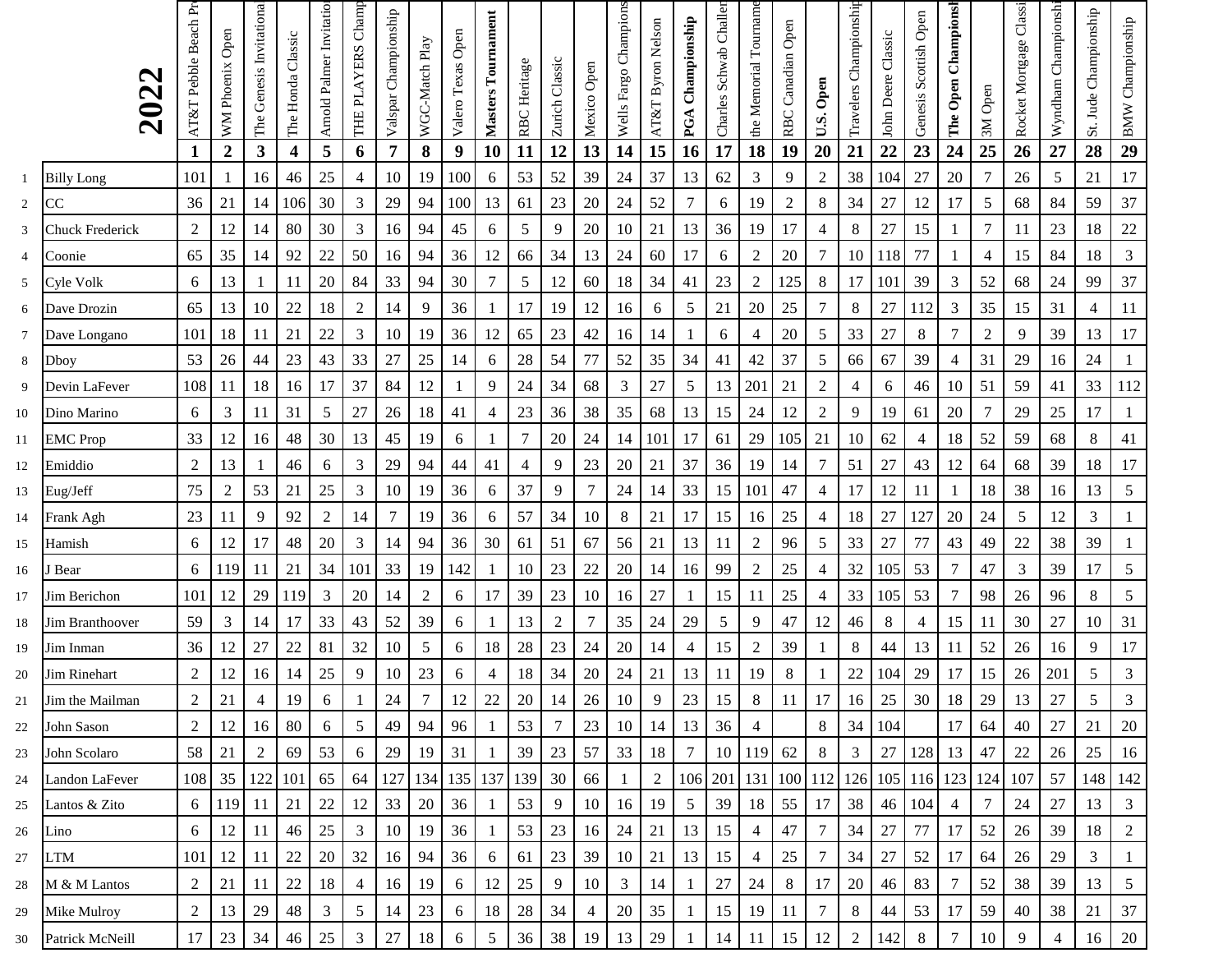# 2022

| | | AT&T Pebble Beach Pr | WM Phoenix Open | The Genesis Invitational | The Honda Classic | Arnold Palmer Invitatio | THE PLAYERS Champ | Valspar Championship | WGC-Match Play | Valero Texas Open | **Masters Tournament** | RBC Heritage | Zurich Classic | Mexico Open | Wells Fargo Champions | AT&T Byron Nelson | **PGA Championship** | Charles Schwab Challen | the Memorial Tourname | RBC Canadian Open | **U.S. Open** | Travelers Championship | John Deere Classic | Genesis Scottish Open | **The Open Championsh** | 3M Open | Rocket Mortgage Classi | Wyndham Championshi | St. Jude Championship | BMW Championship |
|---|---|---|---|---|---|---|---|---|---|---|---|---|---|---|---|---|---|---|---|---|---|---|---|---|---|---|---|---|---|---|
| | | **1** | **2** | **3** | **4** | **5** | **6** | **7** | **8** | **9** | **10** | **11** | **12** | **13** | **14** | **15** | **16** | **17** | **18** | **19** | **20** | **21** | **22** | **23** | **24** | **25** | **26** | **27** | **28** | **29** |
| 1 | Billy Long | 101 | 1 | 16 | 46 | 25 | 4 | 10 | 19 | 100 | 6 | 53 | 52 | 39 | 24 | 37 | 13 | 62 | 3 | 9 | 2 | 38 | 104 | 27 | 20 | 7 | 26 | 5 | 21 | 17 |
| 2 | CC | 36 | 21 | 14 | 106 | 30 | 3 | 29 | 94 | 100 | 13 | 61 | 23 | 20 | 24 | 52 | 7 | 6 | 19 | 2 | 8 | 34 | 27 | 12 | 17 | 5 | 68 | 84 | 59 | 37 |
| 3 | Chuck Frederick | 2 | 12 | 14 | 80 | 30 | 3 | 16 | 94 | 45 | 6 | 5 | 9 | 20 | 10 | 21 | 13 | 36 | 19 | 17 | 4 | 8 | 27 | 15 | 1 | 7 | 11 | 23 | 18 | 22 |
| 4 | Coonie | 65 | 35 | 14 | 92 | 22 | 50 | 16 | 94 | 36 | 12 | 66 | 34 | 13 | 24 | 60 | 17 | 6 | 2 | 20 | 7 | 10 | 118 | 77 | 1 | 4 | 15 | 84 | 18 | 3 |
| 5 | Cyle Volk | 6 | 13 | 1 | 11 | 20 | 84 | 33 | 94 | 30 | 7 | 5 | 12 | 60 | 18 | 34 | 41 | 23 | 2 | 125 | 8 | 17 | 101 | 39 | 3 | 52 | 68 | 24 | 99 | 37 |
| 6 | Dave Drozin | 65 | 13 | 10 | 22 | 18 | 2 | 14 | 9 | 36 | 1 | 17 | 19 | 12 | 16 | 6 | 5 | 21 | 20 | 25 | 7 | 8 | 27 | 112 | 3 | 35 | 15 | 31 | 4 | 11 |
| 7 | Dave Longano | 101 | 18 | 11 | 21 | 22 | 3 | 10 | 19 | 36 | 12 | 65 | 23 | 42 | 16 | 14 | 1 | 6 | 4 | 20 | 5 | 33 | 27 | 8 | 7 | 2 | 9 | 39 | 13 | 17 |
| 8 | Dboy | 53 | 26 | 44 | 23 | 43 | 33 | 27 | 25 | 14 | 6 | 28 | 54 | 77 | 52 | 35 | 34 | 41 | 42 | 37 | 5 | 66 | 67 | 39 | 4 | 31 | 29 | 16 | 24 | 1 |
| 9 | Devin LaFever | 108 | 11 | 18 | 16 | 17 | 37 | 84 | 12 | 1 | 9 | 24 | 34 | 68 | 3 | 27 | 5 | 13 | 201 | 21 | 2 | 4 | 6 | 46 | 10 | 51 | 59 | 41 | 33 | 112 |
| 10 | Dino Marino | 6 | 3 | 11 | 31 | 5 | 27 | 26 | 18 | 41 | 4 | 23 | 36 | 38 | 35 | 68 | 13 | 15 | 24 | 12 | 2 | 9 | 19 | 61 | 20 | 7 | 29 | 25 | 17 | 1 |
| 11 | EMC Prop | 33 | 12 | 16 | 48 | 30 | 13 | 45 | 19 | 6 | 1 | 7 | 20 | 24 | 14 | 101 | 17 | 61 | 29 | 105 | 21 | 10 | 62 | 4 | 18 | 52 | 59 | 68 | 8 | 41 |
| 12 | Emiddio | 2 | 13 | 1 | 46 | 6 | 3 | 29 | 94 | 44 | 41 | 4 | 9 | 23 | 20 | 21 | 37 | 36 | 19 | 14 | 7 | 51 | 27 | 43 | 12 | 64 | 68 | 39 | 18 | 17 |
| 13 | Eug/Jeff | 75 | 2 | 53 | 21 | 25 | 3 | 10 | 19 | 36 | 6 | 37 | 9 | 7 | 24 | 14 | 33 | 15 | 101 | 47 | 4 | 17 | 12 | 11 | 1 | 18 | 38 | 16 | 13 | 5 |
| 14 | Frank Agh | 23 | 11 | 9 | 92 | 2 | 14 | 7 | 19 | 36 | 6 | 57 | 34 | 10 | 8 | 21 | 17 | 15 | 16 | 25 | 4 | 18 | 27 | 127 | 20 | 24 | 5 | 12 | 3 | 1 |
| 15 | Hamish | 6 | 12 | 17 | 48 | 20 | 3 | 14 | 94 | 36 | 30 | 61 | 51 | 67 | 56 | 21 | 13 | 11 | 2 | 96 | 5 | 33 | 27 | 77 | 43 | 49 | 22 | 38 | 39 | 1 |
| 16 | J Bear | 6 | 119 | 11 | 21 | 34 | 101 | 33 | 19 | 142 | 1 | 10 | 23 | 22 | 20 | 14 | 16 | 99 | 2 | 25 | 4 | 32 | 105 | 53 | 7 | 47 | 3 | 39 | 17 | 5 |
| 17 | Jim Berichon | 101 | 12 | 29 | 119 | 3 | 20 | 14 | 2 | 6 | 17 | 39 | 23 | 10 | 16 | 27 | 1 | 15 | 11 | 25 | 4 | 33 | 105 | 53 | 7 | 98 | 26 | 96 | 8 | 5 |
| 18 | Jim Branthoover | 59 | 3 | 14 | 17 | 33 | 43 | 52 | 39 | 6 | 1 | 13 | 2 | 7 | 35 | 24 | 29 | 5 | 9 | 47 | 12 | 46 | 8 | 4 | 15 | 11 | 30 | 27 | 10 | 31 |
| 19 | Jim Inman | 36 | 12 | 27 | 22 | 81 | 32 | 10 | 5 | 6 | 18 | 28 | 23 | 24 | 20 | 14 | 4 | 15 | 2 | 39 | 1 | 8 | 44 | 13 | 11 | 52 | 26 | 16 | 9 | 17 |
| 20 | Jim Rinehart | 2 | 12 | 16 | 14 | 25 | 9 | 10 | 23 | 6 | 4 | 18 | 34 | 20 | 24 | 21 | 13 | 11 | 19 | 8 | 1 | 22 | 104 | 29 | 17 | 15 | 26 | 201 | 5 | 3 |
| 21 | Jim the Mailman | 2 | 21 | 4 | 19 | 6 | 1 | 24 | 7 | 12 | 22 | 20 | 14 | 26 | 10 | 9 | 23 | 15 | 8 | 11 | 17 | 16 | 25 | 30 | 18 | 29 | 13 | 27 | 5 | 3 |
| 22 | John Sason | 2 | 12 | 16 | 80 | 6 | 5 | 49 | 94 | 96 | 1 | 53 | 7 | 23 | 10 | 14 | 13 | 36 | 4 | | 8 | 34 | 104 | | 17 | 64 | 40 | 27 | 21 | 20 |
| 23 | John Scolaro | 58 | 21 | 2 | 69 | 53 | 6 | 29 | 19 | 31 | 1 | 39 | 23 | 57 | 33 | 18 | 7 | 10 | 119 | 62 | 8 | 3 | 27 | 128 | 13 | 47 | 22 | 26 | 25 | 16 |
| 24 | Landon LaFever | 108 | 35 | 122 | 101 | 65 | 64 | 127 | 134 | 135 | 137 | 139 | 30 | 66 | 1 | 2 | 106 | 201 | 131 | 100 | 112 | 126 | 105 | 116 | 123 | 124 | 107 | 57 | 148 | 142 |
| 25 | Lantos & Zito | 6 | 119 | 11 | 21 | 22 | 12 | 33 | 20 | 36 | 1 | 53 | 9 | 10 | 16 | 19 | 5 | 39 | 18 | 55 | 17 | 38 | 46 | 104 | 4 | 7 | 24 | 27 | 13 | 3 |
| 26 | Lino | 6 | 12 | 11 | 46 | 25 | 3 | 10 | 19 | 36 | 1 | 53 | 23 | 16 | 24 | 21 | 13 | 15 | 4 | 47 | 7 | 34 | 27 | 77 | 17 | 52 | 26 | 39 | 18 | 2 |
| 27 | LTM | 101 | 12 | 11 | 22 | 20 | 32 | 16 | 94 | 36 | 6 | 61 | 23 | 39 | 10 | 21 | 13 | 15 | 4 | 25 | 7 | 34 | 27 | 52 | 17 | 64 | 26 | 29 | 3 | 1 |
| 28 | M & M Lantos | 2 | 21 | 11 | 22 | 18 | 4 | 16 | 19 | 6 | 12 | 25 | 9 | 10 | 3 | 14 | 1 | 27 | 24 | 8 | 17 | 20 | 46 | 83 | 7 | 52 | 38 | 39 | 13 | 5 |
| 29 | Mike Mulroy | 2 | 13 | 29 | 48 | 3 | 5 | 14 | 23 | 6 | 18 | 28 | 34 | 4 | 20 | 35 | 1 | 15 | 19 | 11 | 7 | 8 | 44 | 53 | 17 | 59 | 40 | 38 | 21 | 37 |
| 30 | Patrick McNeill | 17 | 23 | 34 | 46 | 25 | 3 | 27 | 18 | 6 | 5 | 36 | 38 | 19 | 13 | 29 | 1 | 14 | 11 | 15 | 12 | 2 | 142 | 8 | 7 | 10 | 9 | 4 | 16 | 20 |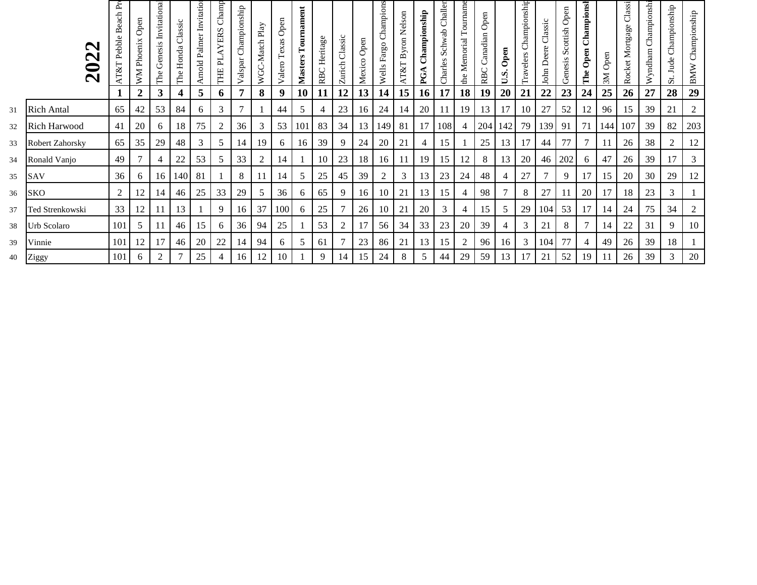| 2022 | AT&T Pebble Beach Pro | WM Phoenix Open | The Genesis Invitational | The Honda Classic | Arnold Palmer Invitational | THE PLAYERS Champ | Valspar Championship | WGC-Match Play | Valero Texas Open | **Masters Tournament** | RBC Heritage | Zurich Classic | Mexico Open | Wells Fargo Champions | AT&T Byron Nelson | **PGA Championship** | Charles Schwab Challen | the Memorial Tourname | RBC Canadian Open | **U.S. Open** | Travelers Championship | John Deere Classic | Genesis Scottish Open | **The Open Championsh** | 3M Open | Rocket Mortgage Classi | Wyndham Championshi | St. Jude Championship | BMW Championship |
|---|---|---|---|---|---|---|---|---|---|---|---|---|---|---|---|---|---|---|---|---|---|---|---|---|---|---|---|---|---|
| | **1** | **2** | **3** | **4** | **5** | **6** | **7** | **8** | **9** | **10** | **11** | **12** | **13** | **14** | **15** | **16** | **17** | **18** | **19** | **20** | **21** | **22** | **23** | **24** | **25** | **26** | **27** | **28** | **29** |
| Rich Antal | 65 | 42 | 53 | 84 | 6 | 3 | 7 | 1 | 44 | 5 | 4 | 23 | 16 | 24 | 14 | 20 | 11 | 19 | 13 | 17 | 10 | 27 | 52 | 12 | 96 | 15 | 39 | 21 | 2 |
| Rich Harwood | 41 | 20 | 6 | 18 | 75 | 2 | 36 | 3 | 53 | 101 | 83 | 34 | 13 | 149 | 81 | 17 | 108 | 4 | 204 | 142 | 79 | 139 | 91 | 71 | 144 | 107 | 39 | 82 | 203 |
| Robert Zahorsky | 65 | 35 | 29 | 48 | 3 | 5 | 14 | 19 | 6 | 16 | 39 | 9 | 24 | 20 | 21 | 4 | 15 | 1 | 25 | 13 | 17 | 44 | 77 | 7 | 11 | 26 | 38 | 2 | 12 |
| Ronald Vanjo | 49 | 7 | 4 | 22 | 53 | 5 | 33 | 2 | 14 | 1 | 10 | 23 | 18 | 16 | 11 | 19 | 15 | 12 | 8 | 13 | 20 | 46 | 202 | 6 | 47 | 26 | 39 | 17 | 3 |
| SAV | 36 | 6 | 16 | 140 | 81 | 1 | 8 | 11 | 14 | 5 | 25 | 45 | 39 | 2 | 3 | 13 | 23 | 24 | 48 | 4 | 27 | 7 | 9 | 17 | 15 | 20 | 30 | 29 | 12 |
| SKO | 2 | 12 | 14 | 46 | 25 | 33 | 29 | 5 | 36 | 6 | 65 | 9 | 16 | 10 | 21 | 13 | 15 | 4 | 98 | 7 | 8 | 27 | 11 | 20 | 17 | 18 | 23 | 3 | 1 |
| Ted Strenkowski | 33 | 12 | 11 | 13 | 1 | 9 | 16 | 37 | 100 | 6 | 25 | 7 | 26 | 10 | 21 | 20 | 3 | 4 | 15 | 5 | 29 | 104 | 53 | 17 | 14 | 24 | 75 | 34 | 2 |
| Urb Scolaro | 101 | 5 | 11 | 46 | 15 | 6 | 36 | 94 | 25 | 1 | 53 | 2 | 17 | 56 | 34 | 33 | 23 | 20 | 39 | 4 | 3 | 21 | 8 | 7 | 14 | 22 | 31 | 9 | 10 |
| Vinnie | 101 | 12 | 17 | 46 | 20 | 22 | 14 | 94 | 6 | 5 | 61 | 7 | 23 | 86 | 21 | 13 | 15 | 2 | 96 | 16 | 3 | 104 | 77 | 4 | 49 | 26 | 39 | 18 | 1 |
| Ziggy | 101 | 6 | 2 | 7 | 25 | 4 | 16 | 12 | 10 | 1 | 9 | 14 | 15 | 24 | 8 | 5 | 44 | 29 | 59 | 13 | 17 | 21 | 52 | 19 | 11 | 26 | 39 | 3 | 20 |